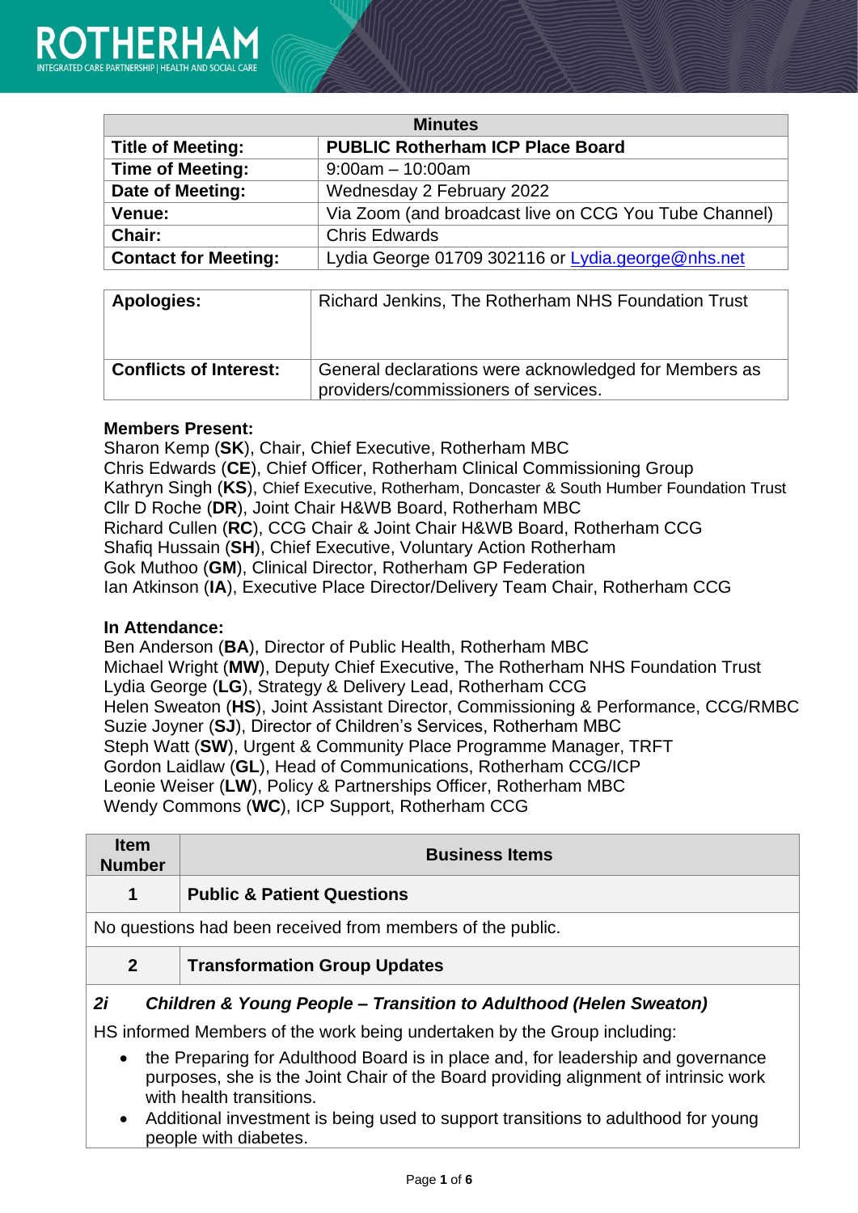ROTHERHAM
INTEGRATED CARE PARTNERSHIP | HEALTH AND SOCIAL CARE

| Minutes | |
|---|---|
| **Title of Meeting:** | **PUBLIC Rotherham ICP Place Board** |
| **Time of Meeting:** | 9:00am – 10:00am |
| **Date of Meeting:** | Wednesday 2 February 2022 |
| **Venue:** | Via Zoom (and broadcast live on CCG You Tube Channel) |
| **Chair:** | Chris Edwards |
| **Contact for Meeting:** | Lydia George 01709 302116 or Lydia.george@nhs.net |

| | |
|---|---|
| **Apologies:** | Richard Jenkins, The Rotherham NHS Foundation Trust |
| **Conflicts of Interest:** | General declarations were acknowledged for Members as providers/commissioners of services. |

**Members Present:**
Sharon Kemp (**SK**), Chair, Chief Executive, Rotherham MBC
Chris Edwards (**CE**), Chief Officer, Rotherham Clinical Commissioning Group
Kathryn Singh (**KS**), Chief Executive, Rotherham, Doncaster & South Humber Foundation Trust
Cllr D Roche (**DR**), Joint Chair H&WB Board, Rotherham MBC
Richard Cullen (**RC**), CCG Chair & Joint Chair H&WB Board, Rotherham CCG
Shafiq Hussain (**SH**), Chief Executive, Voluntary Action Rotherham
Gok Muthoo (**GM**), Clinical Director, Rotherham GP Federation
Ian Atkinson (**IA**), Executive Place Director/Delivery Team Chair, Rotherham CCG

**In Attendance:**
Ben Anderson (**BA**), Director of Public Health, Rotherham MBC
Michael Wright (**MW**), Deputy Chief Executive, The Rotherham NHS Foundation Trust
Lydia George (**LG**), Strategy & Delivery Lead, Rotherham CCG
Helen Sweaton (**HS**), Joint Assistant Director, Commissioning & Performance, CCG/RMBC
Suzie Joyner (**SJ**), Director of Children's Services, Rotherham MBC
Steph Watt (**SW**), Urgent & Community Place Programme Manager, TRFT
Gordon Laidlaw (**GL**), Head of Communications, Rotherham CCG/ICP
Leonie Weiser (**LW**), Policy & Partnerships Officer, Rotherham MBC
Wendy Commons (**WC**), ICP Support, Rotherham CCG

| Item Number | Business Items |
|---|---|
| **1** | **Public & Patient Questions** |

No questions had been received from members of the public.

| | |
|---|---|
| **2** | **Transformation Group Updates** |

***2i Children & Young People – Transition to Adulthood (Helen Sweaton)***

HS informed Members of the work being undertaken by the Group including:

- the Preparing for Adulthood Board is in place and, for leadership and governance purposes, she is the Joint Chair of the Board providing alignment of intrinsic work with health transitions.
- Additional investment is being used to support transitions to adulthood for young people with diabetes.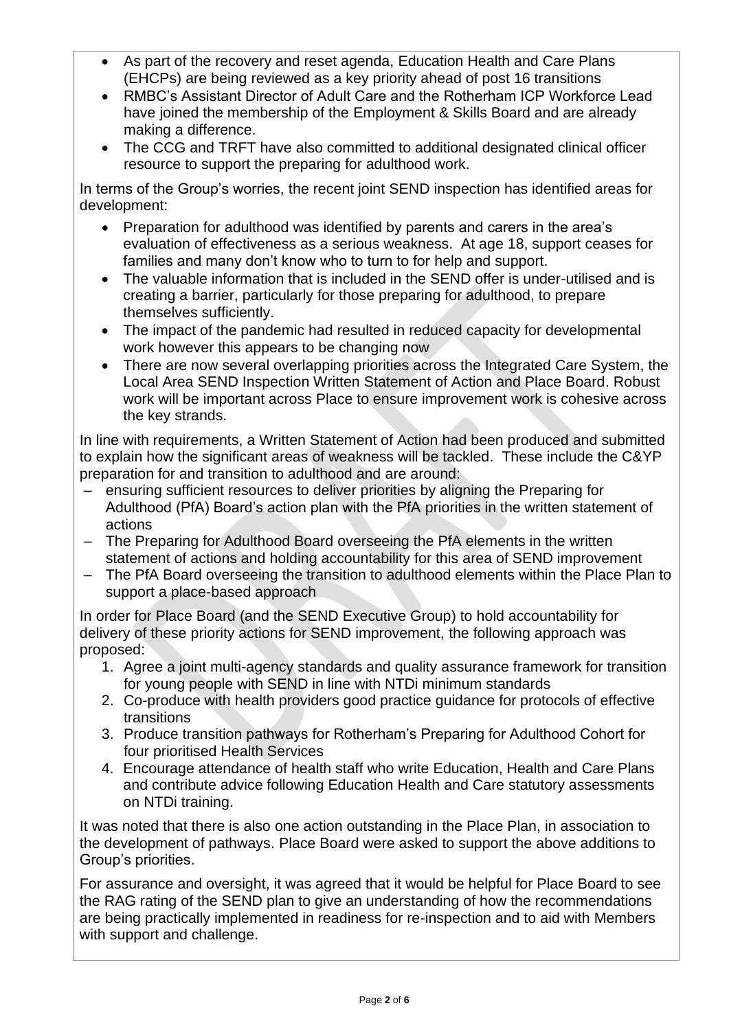- As part of the recovery and reset agenda, Education Health and Care Plans (EHCPs) are being reviewed as a key priority ahead of post 16 transitions
- RMBC's Assistant Director of Adult Care and the Rotherham ICP Workforce Lead have joined the membership of the Employment & Skills Board and are already making a difference.
- The CCG and TRFT have also committed to additional designated clinical officer resource to support the preparing for adulthood work.

In terms of the Group's worries, the recent joint SEND inspection has identified areas for development:

- Preparation for adulthood was identified by parents and carers in the area's evaluation of effectiveness as a serious weakness. At age 18, support ceases for families and many don't know who to turn to for help and support.
- The valuable information that is included in the SEND offer is under-utilised and is creating a barrier, particularly for those preparing for adulthood, to prepare themselves sufficiently.
- The impact of the pandemic had resulted in reduced capacity for developmental work however this appears to be changing now
- There are now several overlapping priorities across the Integrated Care System, the Local Area SEND Inspection Written Statement of Action and Place Board. Robust work will be important across Place to ensure improvement work is cohesive across the key strands.

In line with requirements, a Written Statement of Action had been produced and submitted to explain how the significant areas of weakness will be tackled. These include the C&YP preparation for and transition to adulthood and are around:

- ensuring sufficient resources to deliver priorities by aligning the Preparing for Adulthood (PfA) Board's action plan with the PfA priorities in the written statement of actions
- The Preparing for Adulthood Board overseeing the PfA elements in the written statement of actions and holding accountability for this area of SEND improvement
- The PfA Board overseeing the transition to adulthood elements within the Place Plan to support a place-based approach

In order for Place Board (and the SEND Executive Group) to hold accountability for delivery of these priority actions for SEND improvement, the following approach was proposed:

1. Agree a joint multi-agency standards and quality assurance framework for transition for young people with SEND in line with NTDi minimum standards
2. Co-produce with health providers good practice guidance for protocols of effective transitions
3. Produce transition pathways for Rotherham's Preparing for Adulthood Cohort for four prioritised Health Services
4. Encourage attendance of health staff who write Education, Health and Care Plans and contribute advice following Education Health and Care statutory assessments on NTDi training.

It was noted that there is also one action outstanding in the Place Plan, in association to the development of pathways. Place Board were asked to support the above additions to Group's priorities.

For assurance and oversight, it was agreed that it would be helpful for Place Board to see the RAG rating of the SEND plan to give an understanding of how the recommendations are being practically implemented in readiness for re-inspection and to aid with Members with support and challenge.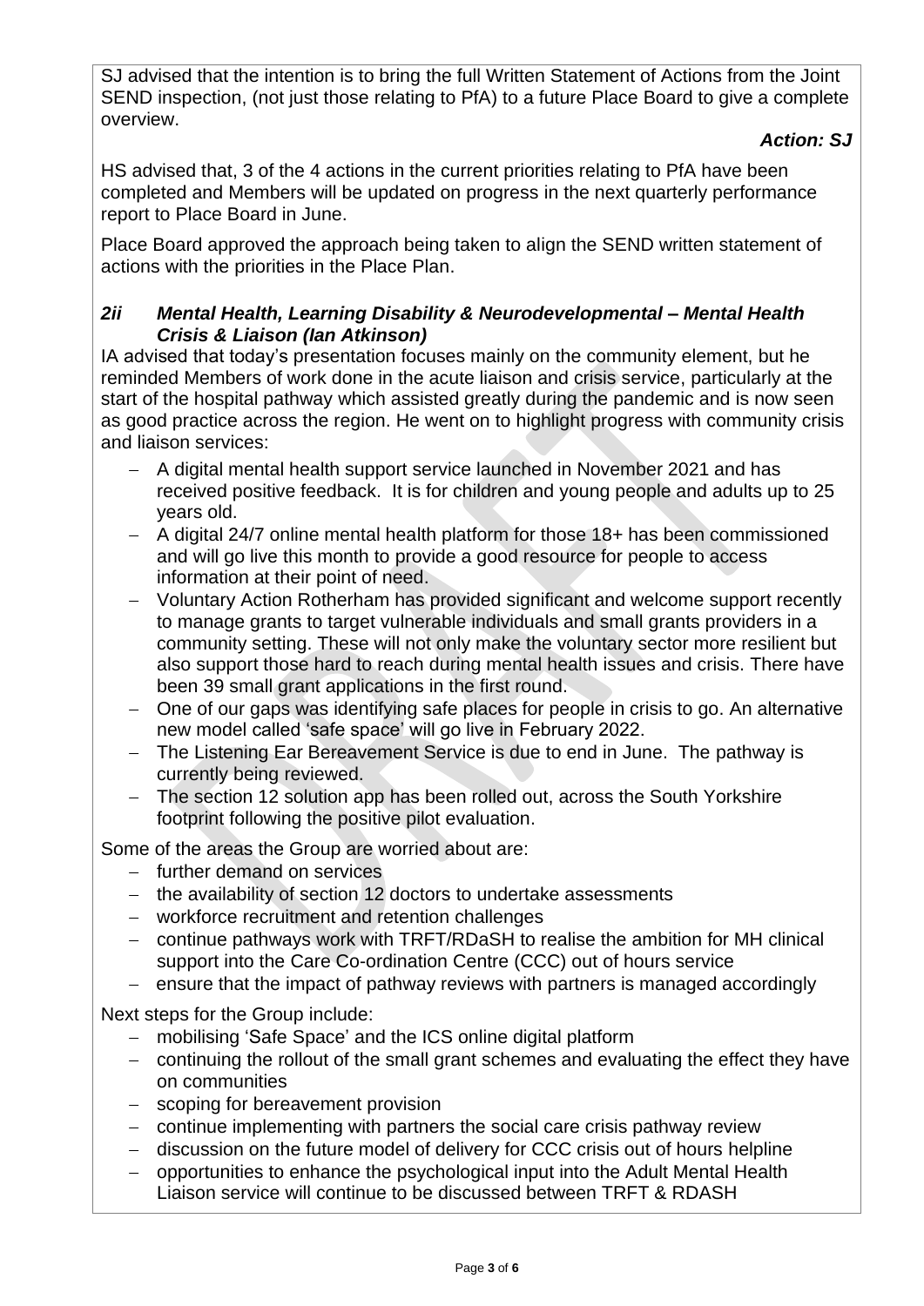SJ advised that the intention is to bring the full Written Statement of Actions from the Joint SEND inspection, (not just those relating to PfA) to a future Place Board to give a complete overview.

***Action: SJ***

HS advised that, 3 of the 4 actions in the current priorities relating to PfA have been completed and Members will be updated on progress in the next quarterly performance report to Place Board in June.

Place Board approved the approach being taken to align the SEND written statement of actions with the priorities in the Place Plan.

### *2ii Mental Health, Learning Disability & Neurodevelopmental – Mental Health Crisis & Liaison (Ian Atkinson)*

IA advised that today's presentation focuses mainly on the community element, but he reminded Members of work done in the acute liaison and crisis service, particularly at the start of the hospital pathway which assisted greatly during the pandemic and is now seen as good practice across the region. He went on to highlight progress with community crisis and liaison services:

- A digital mental health support service launched in November 2021 and has received positive feedback. It is for children and young people and adults up to 25 years old.
- A digital 24/7 online mental health platform for those 18+ has been commissioned and will go live this month to provide a good resource for people to access information at their point of need.
- Voluntary Action Rotherham has provided significant and welcome support recently to manage grants to target vulnerable individuals and small grants providers in a community setting. These will not only make the voluntary sector more resilient but also support those hard to reach during mental health issues and crisis. There have been 39 small grant applications in the first round.
- One of our gaps was identifying safe places for people in crisis to go. An alternative new model called 'safe space' will go live in February 2022.
- The Listening Ear Bereavement Service is due to end in June. The pathway is currently being reviewed.
- The section 12 solution app has been rolled out, across the South Yorkshire footprint following the positive pilot evaluation.

Some of the areas the Group are worried about are:

- further demand on services
- the availability of section 12 doctors to undertake assessments
- workforce recruitment and retention challenges
- continue pathways work with TRFT/RDaSH to realise the ambition for MH clinical support into the Care Co-ordination Centre (CCC) out of hours service
- ensure that the impact of pathway reviews with partners is managed accordingly

Next steps for the Group include:

- mobilising 'Safe Space' and the ICS online digital platform
- continuing the rollout of the small grant schemes and evaluating the effect they have on communities
- scoping for bereavement provision
- continue implementing with partners the social care crisis pathway review
- discussion on the future model of delivery for CCC crisis out of hours helpline
- opportunities to enhance the psychological input into the Adult Mental Health Liaison service will continue to be discussed between TRFT & RDASH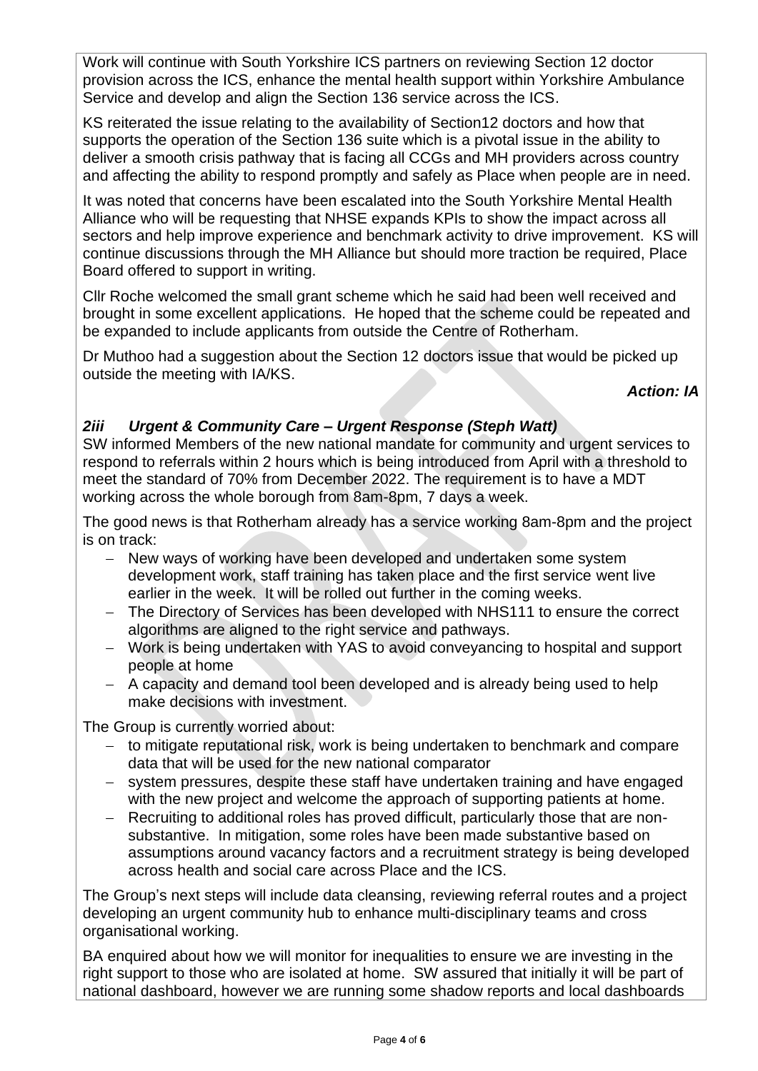Work will continue with South Yorkshire ICS partners on reviewing Section 12 doctor provision across the ICS, enhance the mental health support within Yorkshire Ambulance Service and develop and align the Section 136 service across the ICS.

KS reiterated the issue relating to the availability of Section12 doctors and how that supports the operation of the Section 136 suite which is a pivotal issue in the ability to deliver a smooth crisis pathway that is facing all CCGs and MH providers across country and affecting the ability to respond promptly and safely as Place when people are in need.

It was noted that concerns have been escalated into the South Yorkshire Mental Health Alliance who will be requesting that NHSE expands KPIs to show the impact across all sectors and help improve experience and benchmark activity to drive improvement. KS will continue discussions through the MH Alliance but should more traction be required, Place Board offered to support in writing.

Cllr Roche welcomed the small grant scheme which he said had been well received and brought in some excellent applications. He hoped that the scheme could be repeated and be expanded to include applicants from outside the Centre of Rotherham.

Dr Muthoo had a suggestion about the Section 12 doctors issue that would be picked up outside the meeting with IA/KS.

***Action: IA***

### *2iii Urgent & Community Care – Urgent Response (Steph Watt)*

SW informed Members of the new national mandate for community and urgent services to respond to referrals within 2 hours which is being introduced from April with a threshold to meet the standard of 70% from December 2022. The requirement is to have a MDT working across the whole borough from 8am-8pm, 7 days a week.

The good news is that Rotherham already has a service working 8am-8pm and the project is on track:

- New ways of working have been developed and undertaken some system development work, staff training has taken place and the first service went live earlier in the week. It will be rolled out further in the coming weeks.
- The Directory of Services has been developed with NHS111 to ensure the correct algorithms are aligned to the right service and pathways.
- Work is being undertaken with YAS to avoid conveyancing to hospital and support people at home
- A capacity and demand tool been developed and is already being used to help make decisions with investment.

The Group is currently worried about:

- to mitigate reputational risk, work is being undertaken to benchmark and compare data that will be used for the new national comparator
- system pressures, despite these staff have undertaken training and have engaged with the new project and welcome the approach of supporting patients at home.
- Recruiting to additional roles has proved difficult, particularly those that are non-substantive. In mitigation, some roles have been made substantive based on assumptions around vacancy factors and a recruitment strategy is being developed across health and social care across Place and the ICS.

The Group's next steps will include data cleansing, reviewing referral routes and a project developing an urgent community hub to enhance multi-disciplinary teams and cross organisational working.

BA enquired about how we will monitor for inequalities to ensure we are investing in the right support to those who are isolated at home. SW assured that initially it will be part of national dashboard, however we are running some shadow reports and local dashboards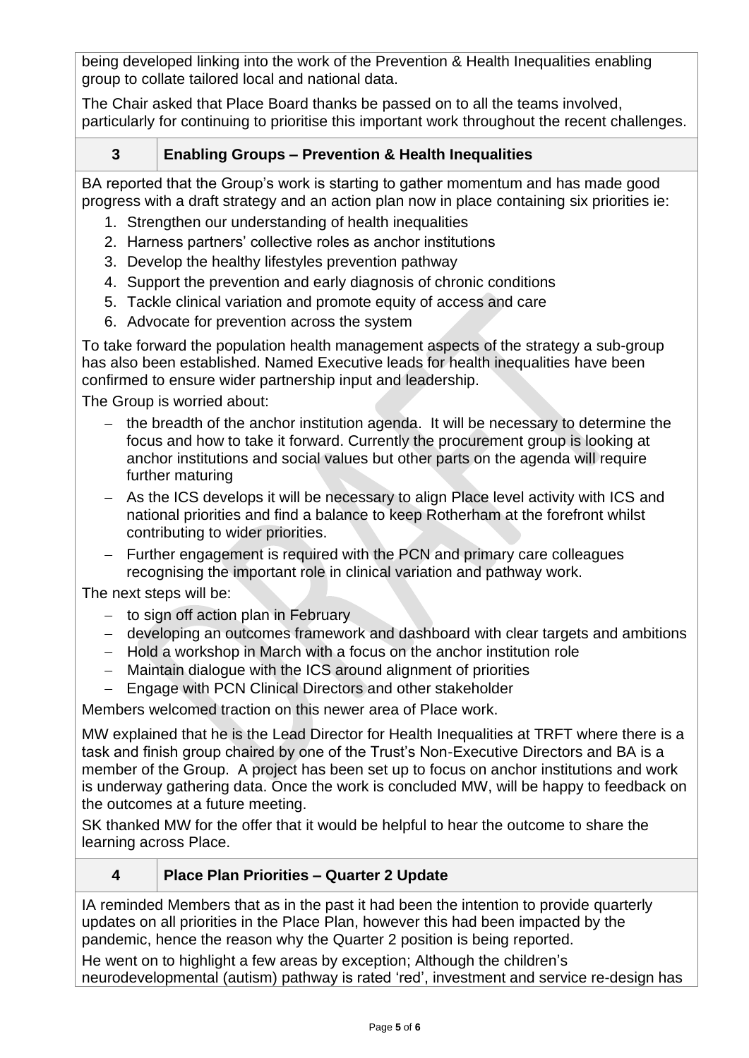being developed linking into the work of the Prevention & Health Inequalities enabling group to collate tailored local and national data.

The Chair asked that Place Board thanks be passed on to all the teams involved, particularly for continuing to prioritise this important work throughout the recent challenges.

## 3 Enabling Groups – Prevention & Health Inequalities

BA reported that the Group's work is starting to gather momentum and has made good progress with a draft strategy and an action plan now in place containing six priorities ie:

1. Strengthen our understanding of health inequalities
2. Harness partners' collective roles as anchor institutions
3. Develop the healthy lifestyles prevention pathway
4. Support the prevention and early diagnosis of chronic conditions
5. Tackle clinical variation and promote equity of access and care
6. Advocate for prevention across the system

To take forward the population health management aspects of the strategy a sub-group has also been established. Named Executive leads for health inequalities have been confirmed to ensure wider partnership input and leadership.

The Group is worried about:

- the breadth of the anchor institution agenda. It will be necessary to determine the focus and how to take it forward. Currently the procurement group is looking at anchor institutions and social values but other parts on the agenda will require further maturing
- As the ICS develops it will be necessary to align Place level activity with ICS and national priorities and find a balance to keep Rotherham at the forefront whilst contributing to wider priorities.
- Further engagement is required with the PCN and primary care colleagues recognising the important role in clinical variation and pathway work.

The next steps will be:

- to sign off action plan in February
- developing an outcomes framework and dashboard with clear targets and ambitions
- Hold a workshop in March with a focus on the anchor institution role
- Maintain dialogue with the ICS around alignment of priorities
- Engage with PCN Clinical Directors and other stakeholder

Members welcomed traction on this newer area of Place work.

MW explained that he is the Lead Director for Health Inequalities at TRFT where there is a task and finish group chaired by one of the Trust's Non-Executive Directors and BA is a member of the Group. A project has been set up to focus on anchor institutions and work is underway gathering data. Once the work is concluded MW, will be happy to feedback on the outcomes at a future meeting.

SK thanked MW for the offer that it would be helpful to hear the outcome to share the learning across Place.

## 4 Place Plan Priorities – Quarter 2 Update

IA reminded Members that as in the past it had been the intention to provide quarterly updates on all priorities in the Place Plan, however this had been impacted by the pandemic, hence the reason why the Quarter 2 position is being reported.

He went on to highlight a few areas by exception; Although the children's neurodevelopmental (autism) pathway is rated 'red', investment and service re-design has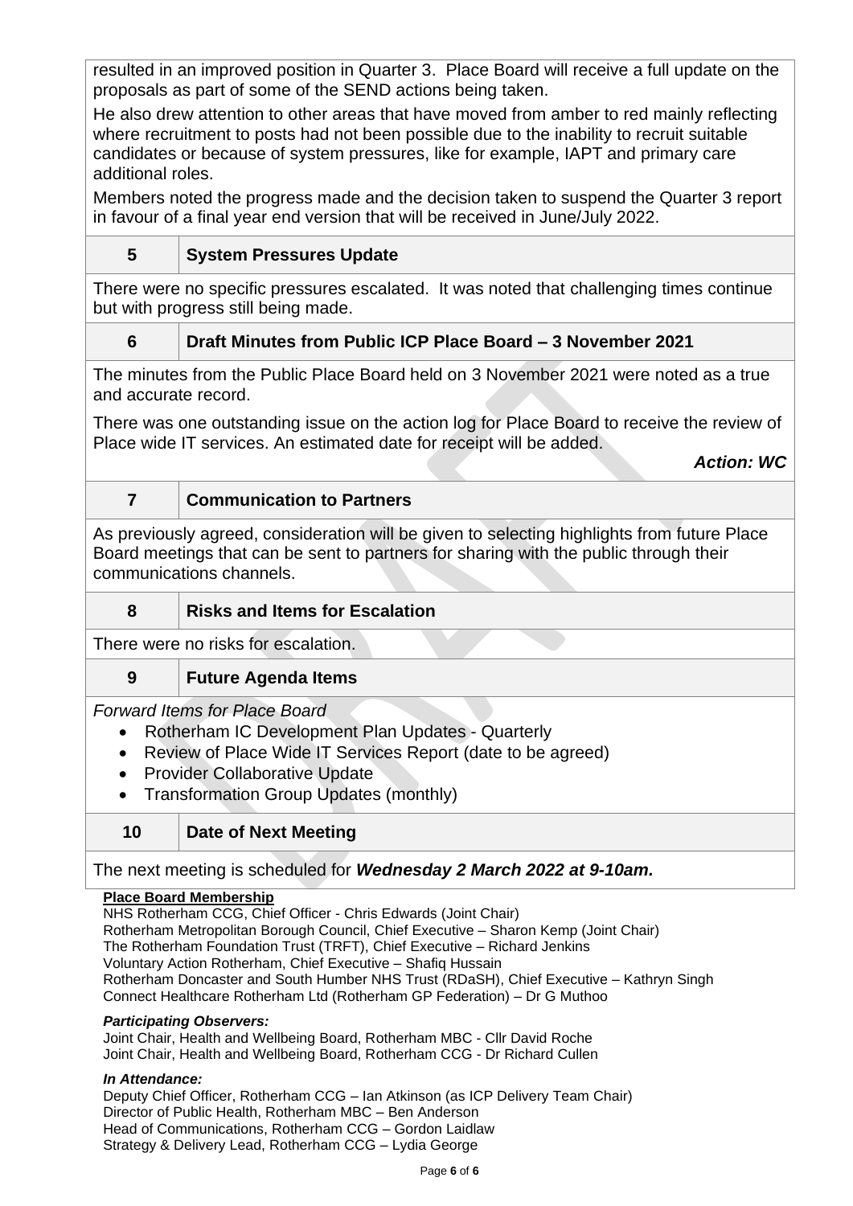resulted in an improved position in Quarter 3. Place Board will receive a full update on the proposals as part of some of the SEND actions being taken.

He also drew attention to other areas that have moved from amber to red mainly reflecting where recruitment to posts had not been possible due to the inability to recruit suitable candidates or because of system pressures, like for example, IAPT and primary care additional roles.

Members noted the progress made and the decision taken to suspend the Quarter 3 report in favour of a final year end version that will be received in June/July 2022.

## 5 System Pressures Update

There were no specific pressures escalated. It was noted that challenging times continue but with progress still being made.

## 6 Draft Minutes from Public ICP Place Board – 3 November 2021

The minutes from the Public Place Board held on 3 November 2021 were noted as a true and accurate record.

There was one outstanding issue on the action log for Place Board to receive the review of Place wide IT services. An estimated date for receipt will be added.

***Action: WC***

## 7 Communication to Partners

As previously agreed, consideration will be given to selecting highlights from future Place Board meetings that can be sent to partners for sharing with the public through their communications channels.

## 8 Risks and Items for Escalation

There were no risks for escalation.

## 9 Future Agenda Items

*Forward Items for Place Board*

- Rotherham IC Development Plan Updates - Quarterly
- Review of Place Wide IT Services Report (date to be agreed)
- Provider Collaborative Update
- Transformation Group Updates (monthly)

## 10 Date of Next Meeting

The next meeting is scheduled for ***Wednesday 2 March 2022 at 9-10am.***

**Place Board Membership**

NHS Rotherham CCG, Chief Officer - Chris Edwards (Joint Chair)
Rotherham Metropolitan Borough Council, Chief Executive – Sharon Kemp (Joint Chair)
The Rotherham Foundation Trust (TRFT), Chief Executive – Richard Jenkins
Voluntary Action Rotherham, Chief Executive – Shafiq Hussain
Rotherham Doncaster and South Humber NHS Trust (RDaSH), Chief Executive – Kathryn Singh
Connect Healthcare Rotherham Ltd (Rotherham GP Federation) – Dr G Muthoo

***Participating Observers:***

Joint Chair, Health and Wellbeing Board, Rotherham MBC - Cllr David Roche
Joint Chair, Health and Wellbeing Board, Rotherham CCG - Dr Richard Cullen

***In Attendance:***

Deputy Chief Officer, Rotherham CCG – Ian Atkinson (as ICP Delivery Team Chair)
Director of Public Health, Rotherham MBC – Ben Anderson
Head of Communications, Rotherham CCG – Gordon Laidlaw
Strategy & Delivery Lead, Rotherham CCG – Lydia George